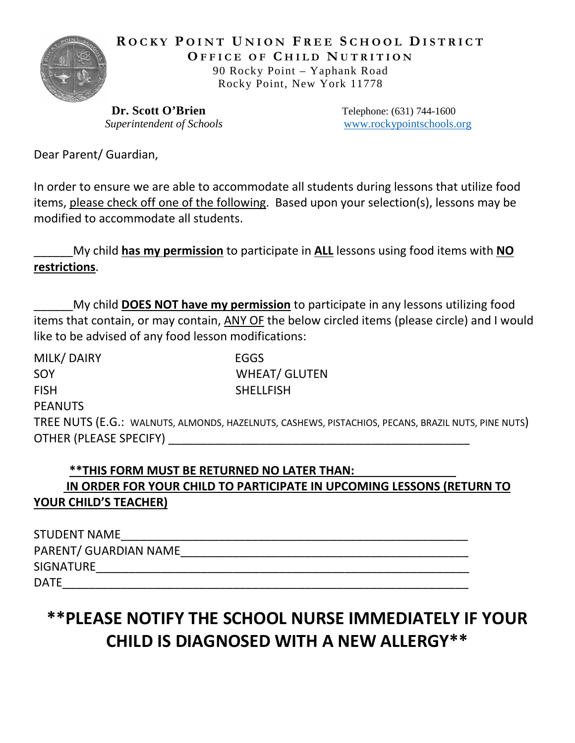# ROCKY POINT UNION FREE SCHOOL DISTRICT

## OFFICE OF CHILD NUTRITION

90 Rocky Point – Yaphank Road
Rocky Point, New York 11778

**Dr. Scott O'Brien**
*Superintendent of Schools*

Telephone: (631) 744-1600
www.rockypointschools.org

Dear Parent/ Guardian,

In order to ensure we are able to accommodate all students during lessons that utilize food items, please check off one of the following. Based upon your selection(s), lessons may be modified to accommodate all students.

______My child **has my permission** to participate in **ALL** lessons using food items with **NO restrictions**.

______My child **DOES NOT have my permission** to participate in any lessons utilizing food items that contain, or may contain, ANY OF the below circled items (please circle) and I would like to be advised of any food lesson modifications:

MILK/ DAIRY
EGGS
SOY
WHEAT/ GLUTEN
FISH
SHELLFISH
PEANUTS
TREE NUTS (E.G.: WALNUTS, ALMONDS, HAZELNUTS, CASHEWS, PISTACHIOS, PECANS, BRAZIL NUTS, PINE NUTS)
OTHER (PLEASE SPECIFY) ____________________________________________

**\*\*THIS FORM MUST BE RETURNED NO LATER THAN: ______________ IN ORDER FOR YOUR CHILD TO PARTICIPATE IN UPCOMING LESSONS (RETURN TO YOUR CHILD'S TEACHER)**

STUDENT NAME_____________________________________________
PARENT/ GUARDIAN NAME_____________________________________
SIGNATURE________________________________________________
DATE____________________________________________________

**\*\*PLEASE NOTIFY THE SCHOOL NURSE IMMEDIATELY IF YOUR CHILD IS DIAGNOSED WITH A NEW ALLERGY\*\***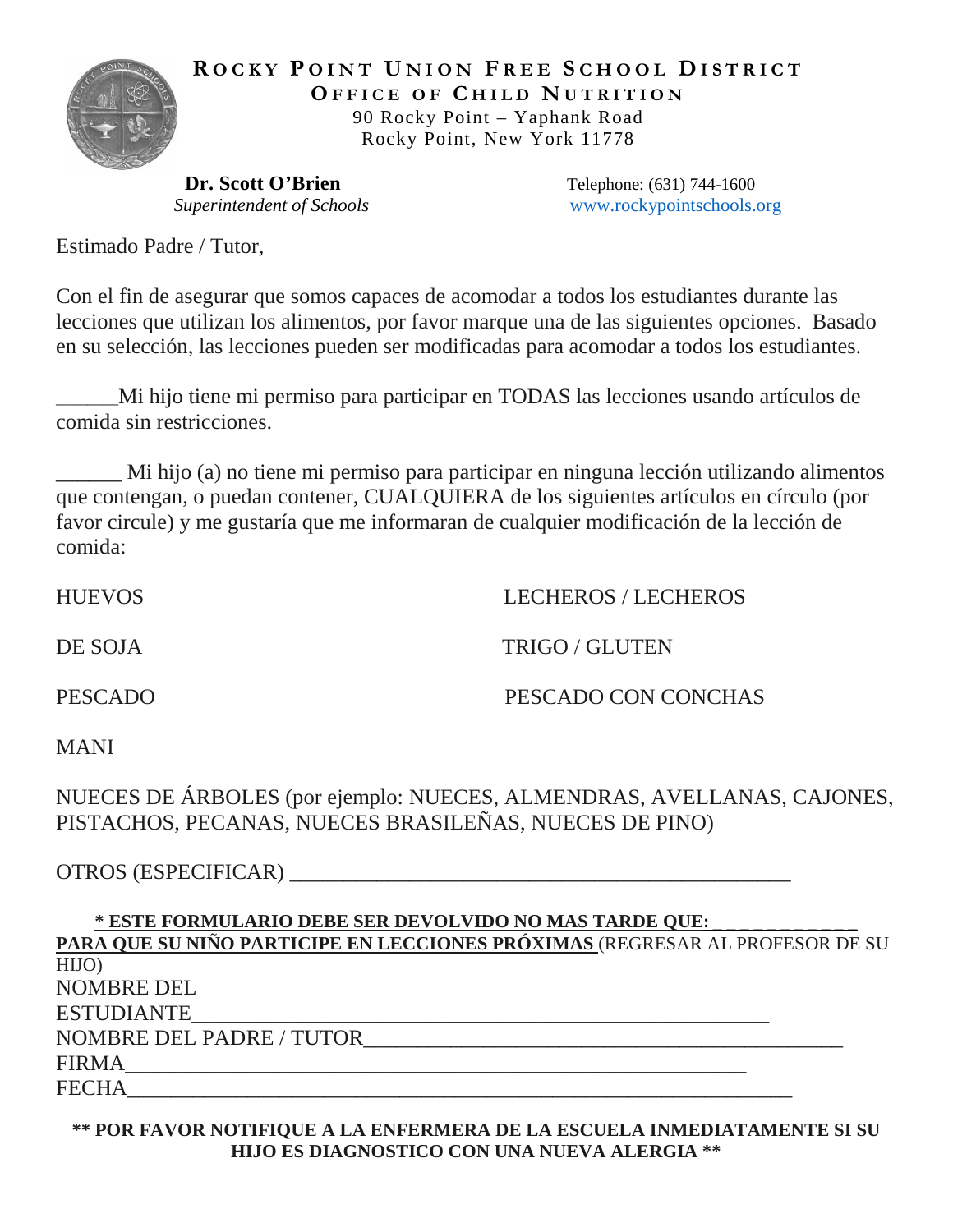**ROCKY POINT UNION FREE SCHOOL DISTRICT**
**OFFICE OF CHILD NUTRITION**
90 Rocky Point – Yaphank Road
Rocky Point, New York 11778

**Dr. Scott O'Brien**
*Superintendent of Schools*

Telephone: (631) 744-1600
www.rockypointschools.org

Estimado Padre / Tutor,

Con el fin de asegurar que somos capaces de acomodar a todos los estudiantes durante las lecciones que utilizan los alimentos, por favor marque una de las siguientes opciones. Basado en su selección, las lecciones pueden ser modificadas para acomodar a todos los estudiantes.

______Mi hijo tiene mi permiso para participar en TODAS las lecciones usando artículos de comida sin restricciones.

______ Mi hijo (a) no tiene mi permiso para participar en ninguna lección utilizando alimentos que contengan, o puedan contener, CUALQUIERA de los siguientes artículos en círculo (por favor circule) y me gustaría que me informaran de cualquier modificación de la lección de comida:

HUEVOS

LECHEROS / LECHEROS

DE SOJA

TRIGO / GLUTEN

PESCADO

PESCADO CON CONCHAS

MANI

NUECES DE ÁRBOLES (por ejemplo: NUECES, ALMENDRAS, AVELLANAS, CAJONES, PISTACHOS, PECANAS, NUECES BRASILEÑAS, NUECES DE PINO)

OTROS (ESPECIFICAR) _______________________________________________

**\* ESTE FORMULARIO DEBE SER DEVOLVIDO NO MAS TARDE QUE: ___________**
**PARA QUE SU NIÑO PARTICIPE EN LECCIONES PRÓXIMAS** (REGRESAR AL PROFESOR DE SU HIJO)

NOMBRE DEL ESTUDIANTE_______________________________________________________

NOMBRE DEL PADRE / TUTOR____________________________________________

FIRMA___________________________________________________________

FECHA____________________________________________________________

**\*\* POR FAVOR NOTIFIQUE A LA ENFERMERA DE LA ESCUELA INMEDIATAMENTE SI SU HIJO ES DIAGNOSTICO CON UNA NUEVA ALERGIA \*\***